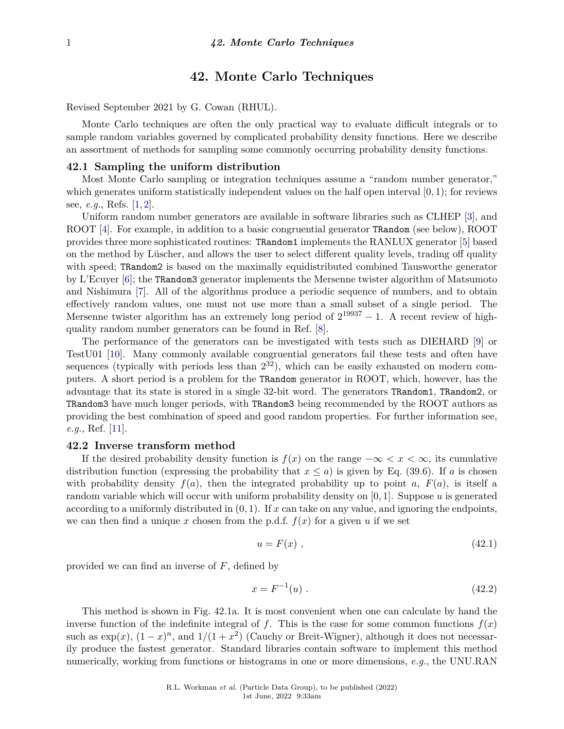# 42. Monte Carlo Techniques

Revised September 2021 by G. Cowan (RHUL).

Monte Carlo techniques are often the only practical way to evaluate difficult integrals or to sample random variables governed by complicated probability density functions. Here we describe an assortment of methods for sampling some commonly occurring probability density functions.

## 42.1 Sampling the uniform distribution

Most Monte Carlo sampling or integration techniques assume a "random number generator," which generates uniform statistically independent values on the half open interval $[0, 1)$; for reviews see, *e.g.*, Refs. [1, 2].

Uniform random number generators are available in software libraries such as CLHEP [3], and ROOT [4]. For example, in addition to a basic congruential generator `TRandom` (see below), ROOT provides three more sophisticated routines: `TRandom1` implements the RANLUX generator [5] based on the method by Lüscher, and allows the user to select different quality levels, trading off quality with speed; `TRandom2` is based on the maximally equidistributed combined Tausworthe generator by L'Ecuyer [6]; the `TRandom3` generator implements the Mersenne twister algorithm of Matsumoto and Nishimura [7]. All of the algorithms produce a periodic sequence of numbers, and to obtain effectively random values, one must not use more than a small subset of a single period. The Mersenne twister algorithm has an extremely long period of $2^{19937} - 1$. A recent review of high-quality random number generators can be found in Ref. [8].

The performance of the generators can be investigated with tests such as DIEHARD [9] or TestU01 [10]. Many commonly available congruential generators fail these tests and often have sequences (typically with periods less than $2^{32}$), which can be easily exhausted on modern computers. A short period is a problem for the `TRandom` generator in ROOT, which, however, has the advantage that its state is stored in a single 32-bit word. The generators `TRandom1`, `TRandom2`, or `TRandom3` have much longer periods, with `TRandom3` being recommended by the ROOT authors as providing the best combination of speed and good random properties. For further information see, *e.g.*, Ref. [11].

## 42.2 Inverse transform method

If the desired probability density function is $f(x)$ on the range $-\infty < x < \infty$, its cumulative distribution function (expressing the probability that $x \leq a$) is given by Eq. (39.6). If $a$ is chosen with probability density $f(a)$, then the integrated probability up to point $a$, $F(a)$, is itself a random variable which will occur with uniform probability density on $[0, 1]$. Suppose $u$ is generated according to a uniformly distributed in $(0, 1)$. If $x$ can take on any value, and ignoring the endpoints, we can then find a unique $x$ chosen from the p.d.f. $f(x)$ for a given $u$ if we set

$$u = F(x) \; , \tag{42.1}$$

provided we can find an inverse of $F$, defined by

$$x = F^{-1}(u) \; . \tag{42.2}$$

This method is shown in Fig. 42.1a. It is most convenient when one can calculate by hand the inverse function of the indefinite integral of $f$. This is the case for some common functions $f(x)$ such as $\exp(x)$, $(1 - x)^n$, and $1/(1 + x^2)$ (Cauchy or Breit-Wigner), although it does not necessarily produce the fastest generator. Standard libraries contain software to implement this method numerically, working from functions or histograms in one or more dimensions, *e.g.*, the UNU.RAN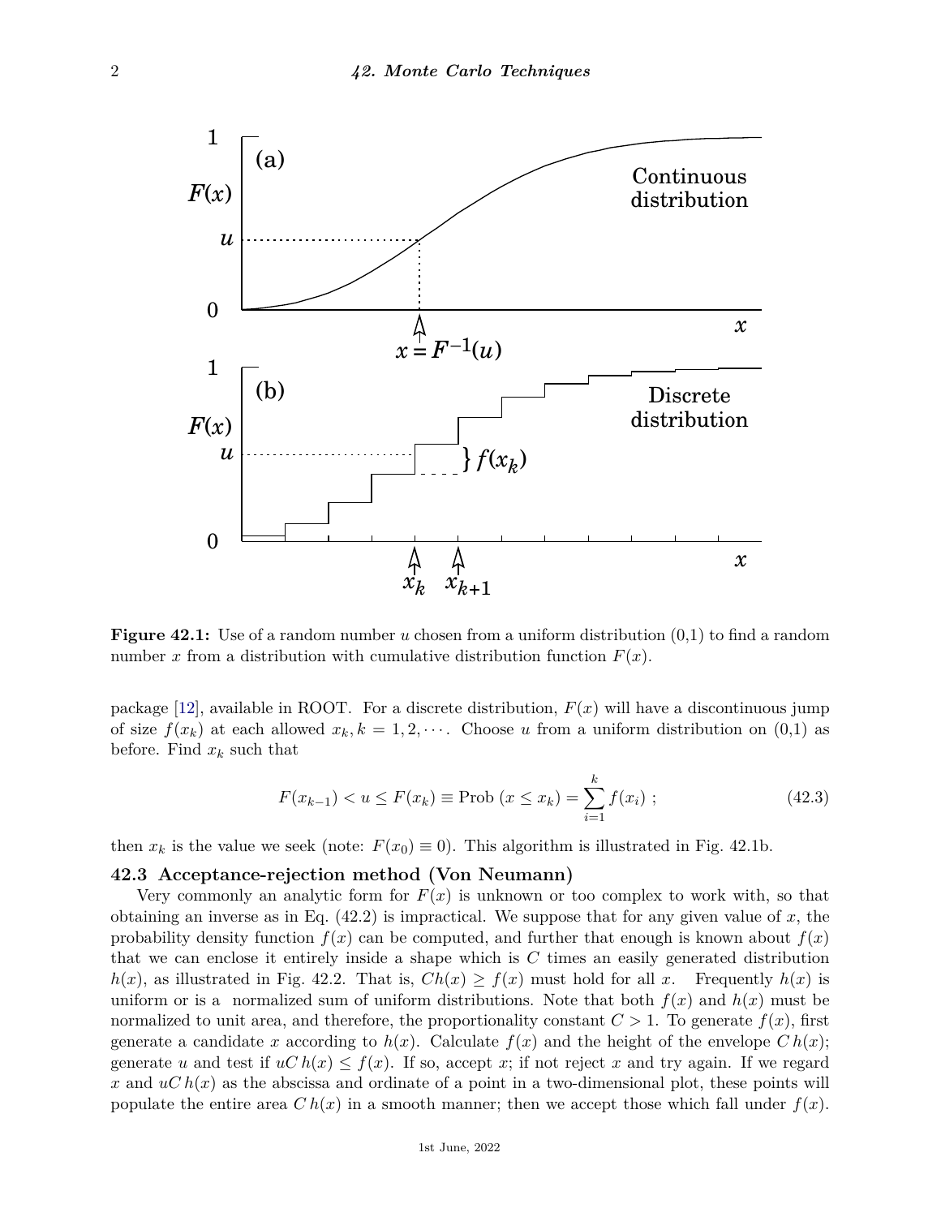**Figure 42.1:** Use of a random number $u$ chosen from a uniform distribution (0,1) to find a random number $x$ from a distribution with cumulative distribution function $F(x)$.

package [12], available in ROOT. For a discrete distribution, $F(x)$ will have a discontinuous jump of size $f(x_k)$ at each allowed $x_k, k = 1, 2, \cdots$. Choose $u$ from a uniform distribution on (0,1) as before. Find $x_k$ such that

$$F(x_{k-1}) < u \leq F(x_k) \equiv \text{Prob}\ (x \leq x_k) = \sum_{i=1}^{k} f(x_i)\ ; \tag{42.3}$$

then $x_k$ is the value we seek (note: $F(x_0) \equiv 0$). This algorithm is illustrated in Fig. 42.1b.

### 42.3 Acceptance-rejection method (Von Neumann)

Very commonly an analytic form for $F(x)$ is unknown or too complex to work with, so that obtaining an inverse as in Eq. (42.2) is impractical. We suppose that for any given value of $x$, the probability density function $f(x)$ can be computed, and further that enough is known about $f(x)$ that we can enclose it entirely inside a shape which is $C$ times an easily generated distribution $h(x)$, as illustrated in Fig. 42.2. That is, $Ch(x) \geq f(x)$ must hold for all $x$. Frequently $h(x)$ is uniform or is a normalized sum of uniform distributions. Note that both $f(x)$ and $h(x)$ must be normalized to unit area, and therefore, the proportionality constant $C > 1$. To generate $f(x)$, first generate a candidate $x$ according to $h(x)$. Calculate $f(x)$ and the height of the envelope $C\,h(x)$; generate $u$ and test if $uC\,h(x) \leq f(x)$. If so, accept $x$; if not reject $x$ and try again. If we regard $x$ and $uC\,h(x)$ as the abscissa and ordinate of a point in a two-dimensional plot, these points will populate the entire area $C\,h(x)$ in a smooth manner; then we accept those which fall under $f(x)$.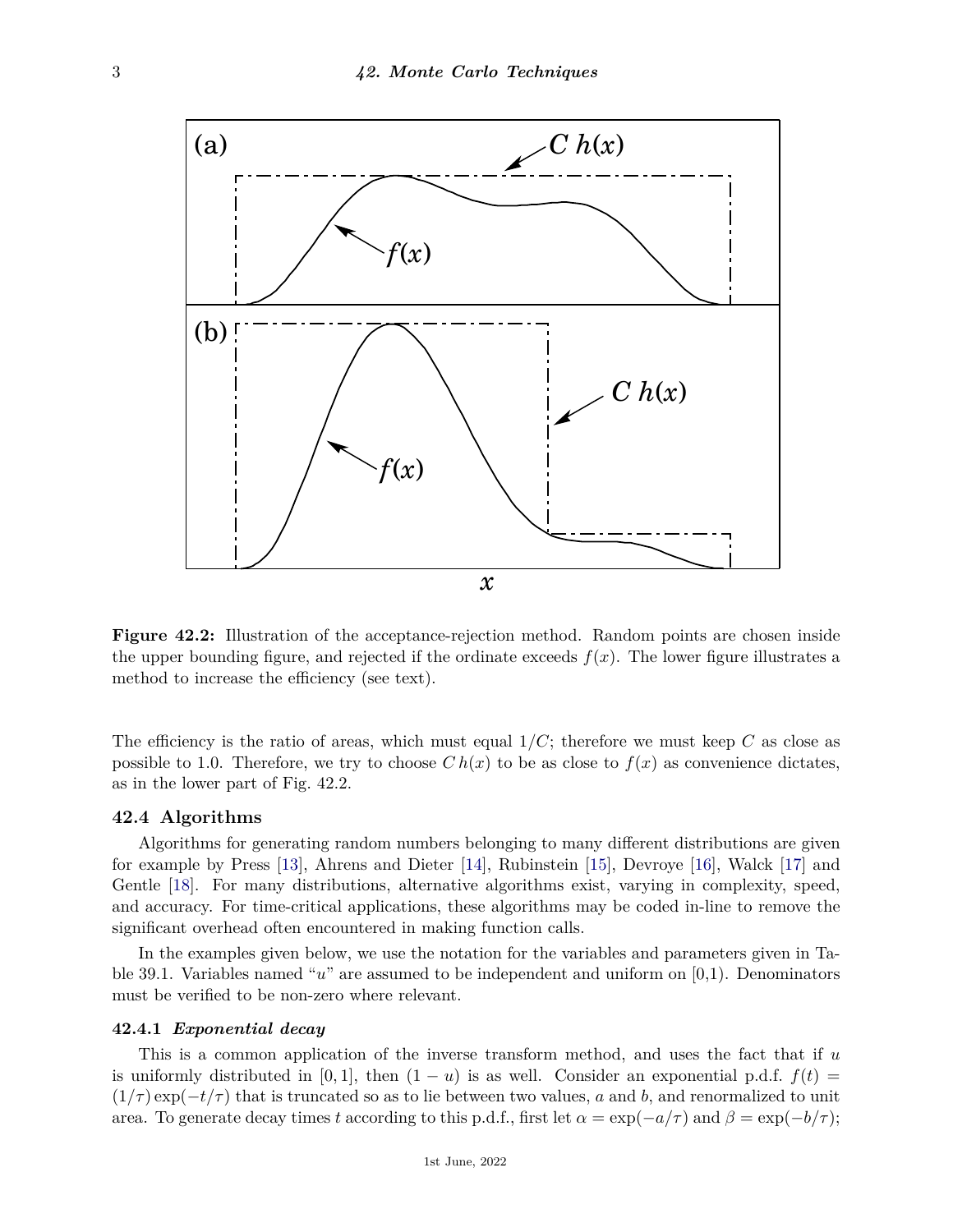**Figure 42.2:** Illustration of the acceptance-rejection method. Random points are chosen inside the upper bounding figure, and rejected if the ordinate exceeds $f(x)$. The lower figure illustrates a method to increase the efficiency (see text).

The efficiency is the ratio of areas, which must equal $1/C$; therefore we must keep $C$ as close as possible to 1.0. Therefore, we try to choose $C\,h(x)$ to be as close to $f(x)$ as convenience dictates, as in the lower part of Fig. 42.2.

## 42.4 Algorithms

Algorithms for generating random numbers belonging to many different distributions are given for example by Press [13], Ahrens and Dieter [14], Rubinstein [15], Devroye [16], Walck [17] and Gentle [18]. For many distributions, alternative algorithms exist, varying in complexity, speed, and accuracy. For time-critical applications, these algorithms may be coded in-line to remove the significant overhead often encountered in making function calls.

In the examples given below, we use the notation for the variables and parameters given in Table 39.1. Variables named "$u$" are assumed to be independent and uniform on [0,1). Denominators must be verified to be non-zero where relevant.

### 42.4.1 *Exponential decay*

This is a common application of the inverse transform method, and uses the fact that if $u$ is uniformly distributed in $[0, 1]$, then $(1 - u)$ is as well. Consider an exponential p.d.f. $f(t) = (1/\tau)\exp(-t/\tau)$ that is truncated so as to lie between two values, $a$ and $b$, and renormalized to unit area. To generate decay times $t$ according to this p.d.f., first let $\alpha = \exp(-a/\tau)$ and $\beta = \exp(-b/\tau)$;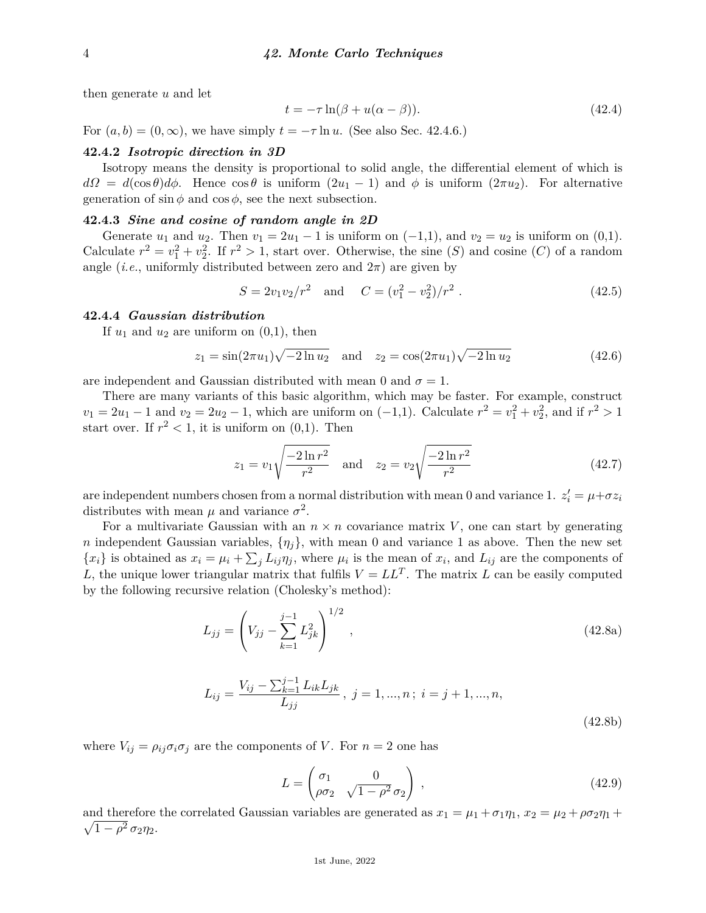then generate $u$ and let

$$t = -\tau \ln(\beta + u(\alpha - \beta)). \tag{42.4}$$

For $(a, b) = (0, \infty)$, we have simply $t = -\tau \ln u$. (See also Sec. 42.4.6.)

### 42.4.2 *Isotropic direction in 3D*

Isotropy means the density is proportional to solid angle, the differential element of which is $d\Omega = d(\cos\theta)d\phi$. Hence $\cos\theta$ is uniform $(2u_1 - 1)$ and $\phi$ is uniform $(2\pi u_2)$. For alternative generation of $\sin\phi$ and $\cos\phi$, see the next subsection.

### 42.4.3 *Sine and cosine of random angle in 2D*

Generate $u_1$ and $u_2$. Then $v_1 = 2u_1 - 1$ is uniform on (−1,1), and $v_2 = u_2$ is uniform on (0,1). Calculate $r^2 = v_1^2 + v_2^2$. If $r^2 > 1$, start over. Otherwise, the sine ($S$) and cosine ($C$) of a random angle (*i.e.*, uniformly distributed between zero and $2\pi$) are given by

$$S = 2v_1 v_2 / r^2 \quad \text{and} \quad C = (v_1^2 - v_2^2)/r^2 \ . \tag{42.5}$$

### 42.4.4 *Gaussian distribution*

If $u_1$ and $u_2$ are uniform on (0,1), then

$$z_1 = \sin(2\pi u_1)\sqrt{-2\ln u_2} \quad \text{and} \quad z_2 = \cos(2\pi u_1)\sqrt{-2\ln u_2} \tag{42.6}$$

are independent and Gaussian distributed with mean 0 and $\sigma = 1$.

There are many variants of this basic algorithm, which may be faster. For example, construct $v_1 = 2u_1 - 1$ and $v_2 = 2u_2 - 1$, which are uniform on (−1,1). Calculate $r^2 = v_1^2 + v_2^2$, and if $r^2 > 1$ start over. If $r^2 < 1$, it is uniform on (0,1). Then

$$z_1 = v_1\sqrt{\frac{-2\ln r^2}{r^2}} \quad \text{and} \quad z_2 = v_2\sqrt{\frac{-2\ln r^2}{r^2}} \tag{42.7}$$

are independent numbers chosen from a normal distribution with mean 0 and variance 1. $z_i' = \mu + \sigma z_i$ distributes with mean $\mu$ and variance $\sigma^2$.

For a multivariate Gaussian with an $n \times n$ covariance matrix $V$, one can start by generating $n$ independent Gaussian variables, $\{\eta_j\}$, with mean 0 and variance 1 as above. Then the new set $\{x_i\}$ is obtained as $x_i = \mu_i + \sum_j L_{ij}\eta_j$, where $\mu_i$ is the mean of $x_i$, and $L_{ij}$ are the components of $L$, the unique lower triangular matrix that fulfils $V = LL^T$. The matrix $L$ can be easily computed by the following recursive relation (Cholesky's method):

$$L_{jj} = \left(V_{jj} - \sum_{k=1}^{j-1} L_{jk}^2\right)^{1/2} , \tag{42.8a}$$

$$L_{ij} = \frac{V_{ij} - \sum_{k=1}^{j-1} L_{ik}L_{jk}}{L_{jj}} , \ j = 1, ..., n ; \ i = j+1, ..., n, \tag{42.8b}$$

where $V_{ij} = \rho_{ij}\sigma_i\sigma_j$ are the components of $V$. For $n = 2$ one has

$$L = \begin{pmatrix} \sigma_1 & 0 \\ \rho\sigma_2 & \sqrt{1-\rho^2}\,\sigma_2 \end{pmatrix} , \tag{42.9}$$

and therefore the correlated Gaussian variables are generated as $x_1 = \mu_1 + \sigma_1\eta_1$, $x_2 = \mu_2 + \rho\sigma_2\eta_1 + \sqrt{1-\rho^2}\,\sigma_2\eta_2$.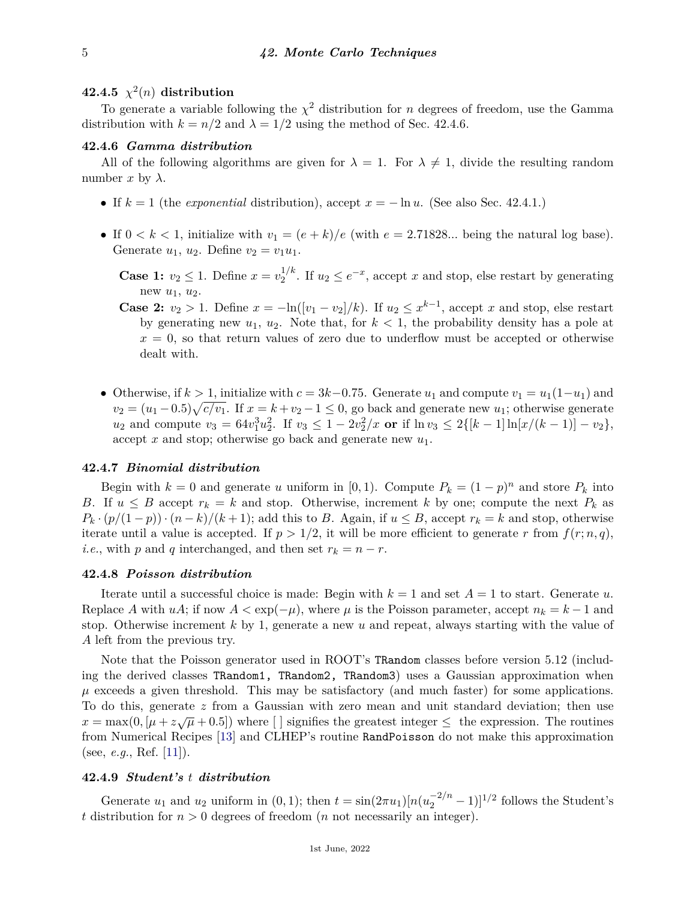### 42.4.5 $\chi^2(n)$ distribution

To generate a variable following the $\chi^2$ distribution for $n$ degrees of freedom, use the Gamma distribution with $k = n/2$ and $\lambda = 1/2$ using the method of Sec. 42.4.6.

### 42.4.6 *Gamma distribution*

All of the following algorithms are given for $\lambda = 1$. For $\lambda \neq 1$, divide the resulting random number $x$ by $\lambda$.

- If $k = 1$ (the *exponential* distribution), accept $x = -\ln u$. (See also Sec. 42.4.1.)

- If $0 < k < 1$, initialize with $v_1 = (e + k)/e$ (with $e = 2.71828...$ being the natural log base). Generate $u_1$, $u_2$. Define $v_2 = v_1 u_1$.

  **Case 1:** $v_2 \leq 1$. Define $x = v_2^{1/k}$. If $u_2 \leq e^{-x}$, accept $x$ and stop, else restart by generating new $u_1$, $u_2$.

  **Case 2:** $v_2 > 1$. Define $x = -\ln([v_1 - v_2]/k)$. If $u_2 \leq x^{k-1}$, accept $x$ and stop, else restart by generating new $u_1$, $u_2$. Note that, for $k < 1$, the probability density has a pole at $x = 0$, so that return values of zero due to underflow must be accepted or otherwise dealt with.

- Otherwise, if $k > 1$, initialize with $c = 3k - 0.75$. Generate $u_1$ and compute $v_1 = u_1(1 - u_1)$ and $v_2 = (u_1 - 0.5)\sqrt{c/v_1}$. If $x = k + v_2 - 1 \leq 0$, go back and generate new $u_1$; otherwise generate $u_2$ and compute $v_3 = 64 v_1^3 u_2^2$. If $v_3 \leq 1 - 2v_2^2/x$ **or** if $\ln v_3 \leq 2\{[k-1]\ln[x/(k-1)] - v_2\}$, accept $x$ and stop; otherwise go back and generate new $u_1$.

### 42.4.7 *Binomial distribution*

Begin with $k = 0$ and generate $u$ uniform in $[0, 1)$. Compute $P_k = (1 - p)^n$ and store $P_k$ into $B$. If $u \leq B$ accept $r_k = k$ and stop. Otherwise, increment $k$ by one; compute the next $P_k$ as $P_k \cdot (p/(1-p)) \cdot (n-k)/(k+1)$; add this to $B$. Again, if $u \leq B$, accept $r_k = k$ and stop, otherwise iterate until a value is accepted. If $p > 1/2$, it will be more efficient to generate $r$ from $f(r; n, q)$, *i.e.*, with $p$ and $q$ interchanged, and then set $r_k = n - r$.

### 42.4.8 *Poisson distribution*

Iterate until a successful choice is made: Begin with $k = 1$ and set $A = 1$ to start. Generate $u$. Replace $A$ with $uA$; if now $A < \exp(-\mu)$, where $\mu$ is the Poisson parameter, accept $n_k = k - 1$ and stop. Otherwise increment $k$ by 1, generate a new $u$ and repeat, always starting with the value of $A$ left from the previous try.

Note that the Poisson generator used in ROOT's `TRandom` classes before version 5.12 (including the derived classes `TRandom1, TRandom2, TRandom3`) uses a Gaussian approximation when $\mu$ exceeds a given threshold. This may be satisfactory (and much faster) for some applications. To do this, generate $z$ from a Gaussian with zero mean and unit standard deviation; then use $x = \max(0, [\mu + z\sqrt{\mu} + 0.5])$ where [ ] signifies the greatest integer $\leq$ the expression. The routines from Numerical Recipes [13] and CLHEP's routine `RandPoisson` do not make this approximation (see, *e.g.*, Ref. [11]).

### 42.4.9 *Student's t distribution*

Generate $u_1$ and $u_2$ uniform in $(0, 1)$; then $t = \sin(2\pi u_1)[n(u_2^{-2/n} - 1)]^{1/2}$ follows the Student's $t$ distribution for $n > 0$ degrees of freedom ($n$ not necessarily an integer).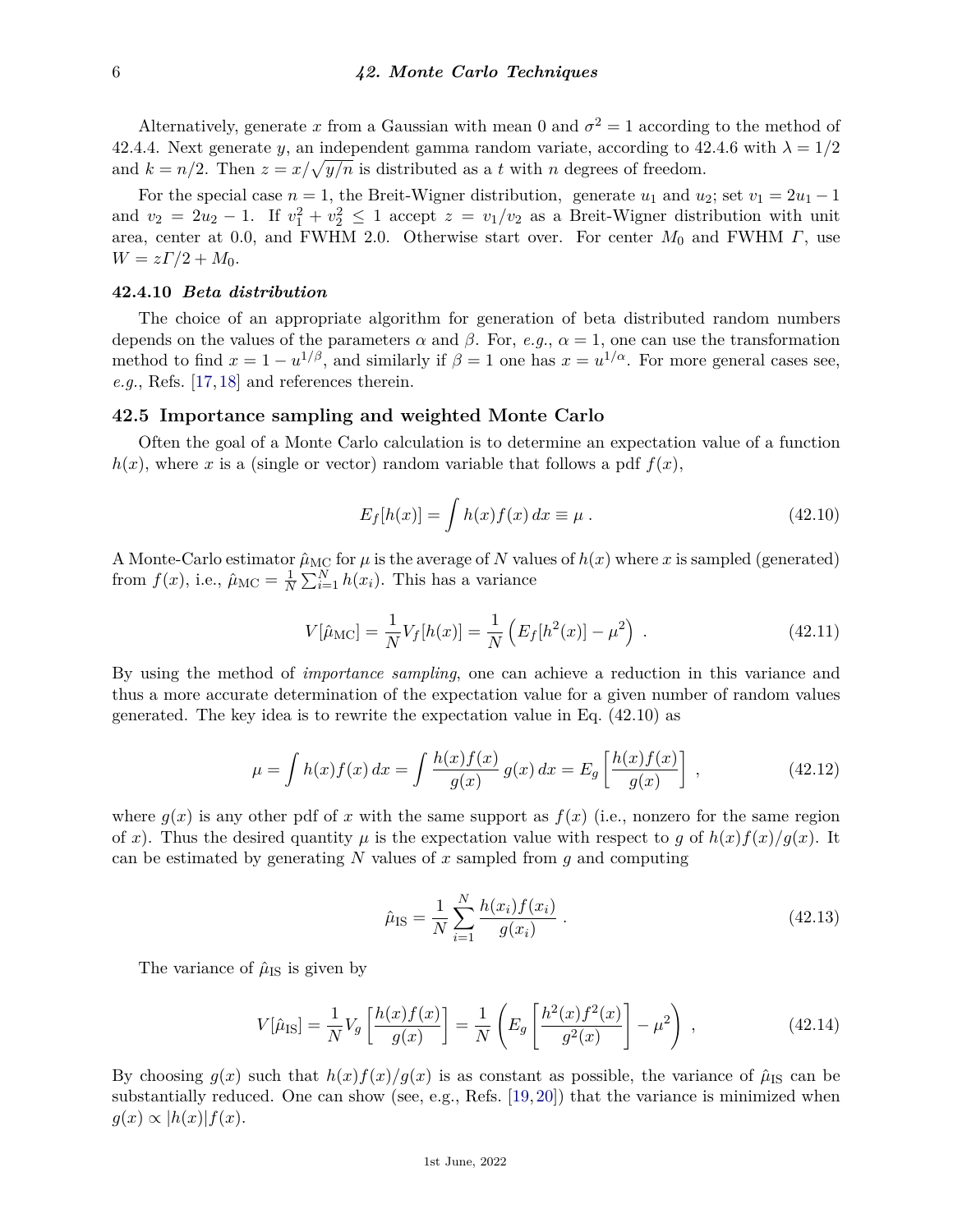Alternatively, generate $x$ from a Gaussian with mean 0 and $\sigma^2 = 1$ according to the method of 42.4.4. Next generate $y$, an independent gamma random variate, according to 42.4.6 with $\lambda = 1/2$ and $k = n/2$. Then $z = x/\sqrt{y/n}$ is distributed as a $t$ with $n$ degrees of freedom.

For the special case $n = 1$, the Breit-Wigner distribution, generate $u_1$ and $u_2$; set $v_1 = 2u_1 - 1$ and $v_2 = 2u_2 - 1$. If $v_1^2 + v_2^2 \leq 1$ accept $z = v_1/v_2$ as a Breit-Wigner distribution with unit area, center at 0.0, and FWHM 2.0. Otherwise start over. For center $M_0$ and FWHM $\Gamma$, use $W = z\Gamma/2 + M_0$.

### 42.4.10 *Beta distribution*

The choice of an appropriate algorithm for generation of beta distributed random numbers depends on the values of the parameters $\alpha$ and $\beta$. For, *e.g.*, $\alpha = 1$, one can use the transformation method to find $x = 1 - u^{1/\beta}$, and similarly if $\beta = 1$ one has $x = u^{1/\alpha}$. For more general cases see, *e.g.*, Refs. [17, 18] and references therein.

## 42.5 Importance sampling and weighted Monte Carlo

Often the goal of a Monte Carlo calculation is to determine an expectation value of a function $h(x)$, where $x$ is a (single or vector) random variable that follows a pdf $f(x)$,

$$E_f[h(x)] = \int h(x) f(x)\, dx \equiv \mu \ . \tag{42.10}$$

A Monte-Carlo estimator $\hat{\mu}_{\rm MC}$ for $\mu$ is the average of $N$ values of $h(x)$ where $x$ is sampled (generated) from $f(x)$, i.e., $\hat{\mu}_{\rm MC} = \frac{1}{N}\sum_{i=1}^{N} h(x_i)$. This has a variance

$$V[\hat{\mu}_{\rm MC}] = \frac{1}{N} V_f[h(x)] = \frac{1}{N}\left(E_f[h^2(x)] - \mu^2\right) \ . \tag{42.11}$$

By using the method of *importance sampling*, one can achieve a reduction in this variance and thus a more accurate determination of the expectation value for a given number of random values generated. The key idea is to rewrite the expectation value in Eq. (42.10) as

$$\mu = \int h(x) f(x)\, dx = \int \frac{h(x) f(x)}{g(x)}\, g(x)\, dx = E_g\left[\frac{h(x) f(x)}{g(x)}\right] \ , \tag{42.12}$$

where $g(x)$ is any other pdf of $x$ with the same support as $f(x)$ (i.e., nonzero for the same region of $x$). Thus the desired quantity $\mu$ is the expectation value with respect to $g$ of $h(x)f(x)/g(x)$. It can be estimated by generating $N$ values of $x$ sampled from $g$ and computing

$$\hat{\mu}_{\rm IS} = \frac{1}{N}\sum_{i=1}^{N} \frac{h(x_i) f(x_i)}{g(x_i)} \ . \tag{42.13}$$

The variance of $\hat{\mu}_{\rm IS}$ is given by

$$V[\hat{\mu}_{\rm IS}] = \frac{1}{N} V_g\left[\frac{h(x) f(x)}{g(x)}\right] = \frac{1}{N}\left(E_g\left[\frac{h^2(x) f^2(x)}{g^2(x)}\right] - \mu^2\right) \ , \tag{42.14}$$

By choosing $g(x)$ such that $h(x)f(x)/g(x)$ is as constant as possible, the variance of $\hat{\mu}_{\rm IS}$ can be substantially reduced. One can show (see, e.g., Refs. [19, 20]) that the variance is minimized when $g(x) \propto |h(x)| f(x)$.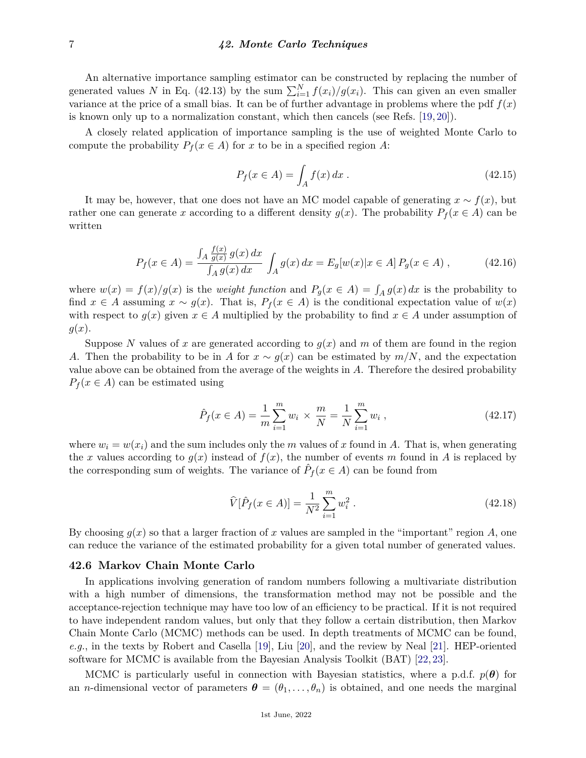An alternative importance sampling estimator can be constructed by replacing the number of generated values $N$ in Eq. (42.13) by the sum $\sum_{i=1}^{N} f(x_i)/g(x_i)$. This can given an even smaller variance at the price of a small bias. It can be of further advantage in problems where the pdf $f(x)$ is known only up to a normalization constant, which then cancels (see Refs. [19, 20]).

A closely related application of importance sampling is the use of weighted Monte Carlo to compute the probability $P_f(x \in A)$ for $x$ to be in a specified region $A$:

$$P_f(x \in A) = \int_A f(x)\, dx \, . \tag{42.15}$$

It may be, however, that one does not have an MC model capable of generating $x \sim f(x)$, but rather one can generate $x$ according to a different density $g(x)$. The probability $P_f(x \in A)$ can be written

$$P_f(x \in A) = \frac{\int_A \frac{f(x)}{g(x)}\, g(x)\, dx}{\int_A g(x)\, dx} \int_A g(x)\, dx = E_g[w(x)|x \in A]\, P_g(x \in A) \, , \tag{42.16}$$

where $w(x) = f(x)/g(x)$ is the *weight function* and $P_g(x \in A) = \int_A g(x)\, dx$ is the probability to find $x \in A$ assuming $x \sim g(x)$. That is, $P_f(x \in A)$ is the conditional expectation value of $w(x)$ with respect to $g(x)$ given $x \in A$ multiplied by the probability to find $x \in A$ under assumption of $g(x)$.

Suppose $N$ values of $x$ are generated according to $g(x)$ and $m$ of them are found in the region $A$. Then the probability to be in $A$ for $x \sim g(x)$ can be estimated by $m/N$, and the expectation value above can be obtained from the average of the weights in $A$. Therefore the desired probability $P_f(x \in A)$ can be estimated using

$$\hat{P}_f(x \in A) = \frac{1}{m} \sum_{i=1}^{m} w_i \times \frac{m}{N} = \frac{1}{N} \sum_{i=1}^{m} w_i \, , \tag{42.17}$$

where $w_i = w(x_i)$ and the sum includes only the $m$ values of $x$ found in $A$. That is, when generating the $x$ values according to $g(x)$ instead of $f(x)$, the number of events $m$ found in $A$ is replaced by the corresponding sum of weights. The variance of $\hat{P}_f(x \in A)$ can be found from

$$\widehat{V}[\hat{P}_f(x \in A)] = \frac{1}{N^2} \sum_{i=1}^{m} w_i^2 \, . \tag{42.18}$$

By choosing $g(x)$ so that a larger fraction of $x$ values are sampled in the "important" region $A$, one can reduce the variance of the estimated probability for a given total number of generated values.

## 42.6 Markov Chain Monte Carlo

In applications involving generation of random numbers following a multivariate distribution with a high number of dimensions, the transformation method may not be possible and the acceptance-rejection technique may have too low of an efficiency to be practical. If it is not required to have independent random values, but only that they follow a certain distribution, then Markov Chain Monte Carlo (MCMC) methods can be used. In depth treatments of MCMC can be found, *e.g.*, in the texts by Robert and Casella [19], Liu [20], and the review by Neal [21]. HEP-oriented software for MCMC is available from the Bayesian Analysis Toolkit (BAT) [22, 23].

MCMC is particularly useful in connection with Bayesian statistics, where a p.d.f. $p(\boldsymbol{\theta})$ for an $n$-dimensional vector of parameters $\boldsymbol{\theta} = (\theta_1, \ldots, \theta_n)$ is obtained, and one needs the marginal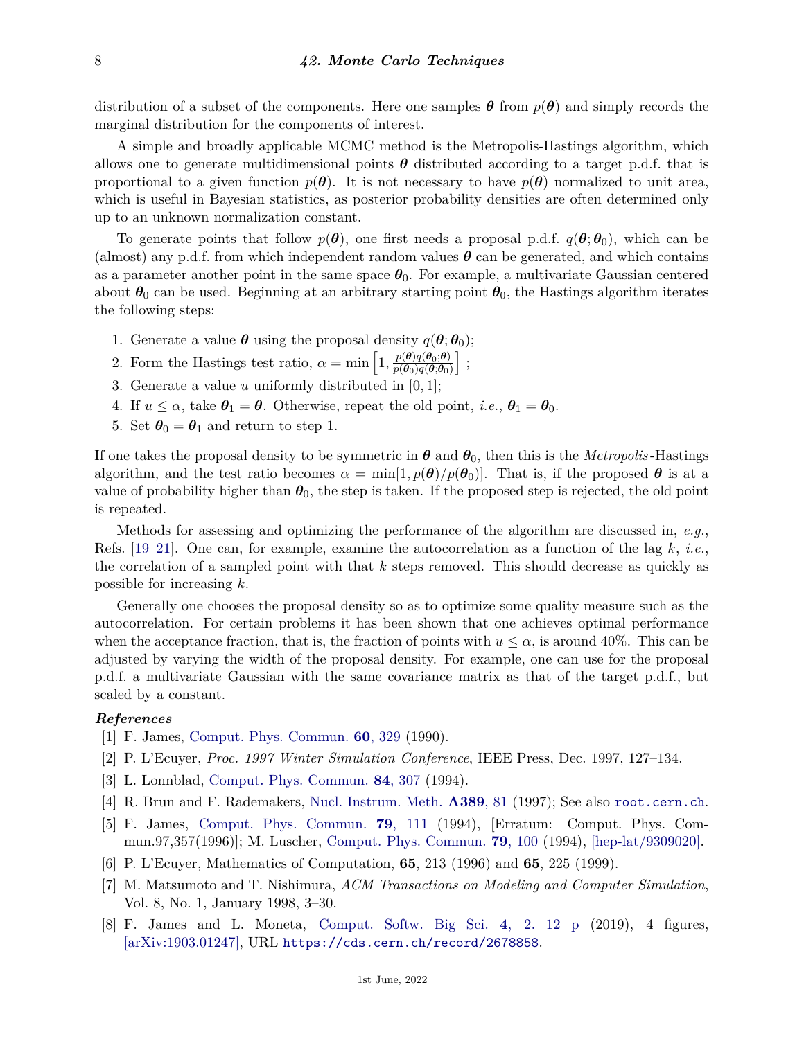distribution of a subset of the components. Here one samples $\boldsymbol{\theta}$ from $p(\boldsymbol{\theta})$ and simply records the marginal distribution for the components of interest.

A simple and broadly applicable MCMC method is the Metropolis-Hastings algorithm, which allows one to generate multidimensional points $\boldsymbol{\theta}$ distributed according to a target p.d.f. that is proportional to a given function $p(\boldsymbol{\theta})$. It is not necessary to have $p(\boldsymbol{\theta})$ normalized to unit area, which is useful in Bayesian statistics, as posterior probability densities are often determined only up to an unknown normalization constant.

To generate points that follow $p(\boldsymbol{\theta})$, one first needs a proposal p.d.f. $q(\boldsymbol{\theta};\boldsymbol{\theta}_0)$, which can be (almost) any p.d.f. from which independent random values $\boldsymbol{\theta}$ can be generated, and which contains as a parameter another point in the same space $\boldsymbol{\theta}_0$. For example, a multivariate Gaussian centered about $\boldsymbol{\theta}_0$ can be used. Beginning at an arbitrary starting point $\boldsymbol{\theta}_0$, the Hastings algorithm iterates the following steps:

1. Generate a value $\boldsymbol{\theta}$ using the proposal density $q(\boldsymbol{\theta};\boldsymbol{\theta}_0)$;
2. Form the Hastings test ratio, $\alpha = \min\left[1, \frac{p(\boldsymbol{\theta})q(\boldsymbol{\theta}_0;\boldsymbol{\theta})}{p(\boldsymbol{\theta}_0)q(\boldsymbol{\theta};\boldsymbol{\theta}_0)}\right]$ ;
3. Generate a value $u$ uniformly distributed in $[0, 1]$;
4. If $u \leq \alpha$, take $\boldsymbol{\theta}_1 = \boldsymbol{\theta}$. Otherwise, repeat the old point, *i.e.*, $\boldsymbol{\theta}_1 = \boldsymbol{\theta}_0$.
5. Set $\boldsymbol{\theta}_0 = \boldsymbol{\theta}_1$ and return to step 1.

If one takes the proposal density to be symmetric in $\boldsymbol{\theta}$ and $\boldsymbol{\theta}_0$, then this is the *Metropolis*-Hastings algorithm, and the test ratio becomes $\alpha = \min[1, p(\boldsymbol{\theta})/p(\boldsymbol{\theta}_0)]$. That is, if the proposed $\boldsymbol{\theta}$ is at a value of probability higher than $\boldsymbol{\theta}_0$, the step is taken. If the proposed step is rejected, the old point is repeated.

Methods for assessing and optimizing the performance of the algorithm are discussed in, *e.g.*, Refs. [19–21]. One can, for example, examine the autocorrelation as a function of the lag $k$, *i.e.*, the correlation of a sampled point with that $k$ steps removed. This should decrease as quickly as possible for increasing $k$.

Generally one chooses the proposal density so as to optimize some quality measure such as the autocorrelation. For certain problems it has been shown that one achieves optimal performance when the acceptance fraction, that is, the fraction of points with $u \leq \alpha$, is around 40%. This can be adjusted by varying the width of the proposal density. For example, one can use for the proposal p.d.f. a multivariate Gaussian with the same covariance matrix as that of the target p.d.f., but scaled by a constant.

### *References*

[1] F. James, Comput. Phys. Commun. **60**, 329 (1990).

[2] P. L'Ecuyer, *Proc. 1997 Winter Simulation Conference*, IEEE Press, Dec. 1997, 127–134.

[3] L. Lonnblad, Comput. Phys. Commun. **84**, 307 (1994).

[4] R. Brun and F. Rademakers, Nucl. Instrum. Meth. **A389**, 81 (1997); See also `root.cern.ch`.

[5] F. James, Comput. Phys. Commun. **79**, 111 (1994), [Erratum: Comput. Phys. Commun.97,357(1996)]; M. Luscher, Comput. Phys. Commun. **79**, 100 (1994), [hep-lat/9309020].

[6] P. L'Ecuyer, Mathematics of Computation, **65**, 213 (1996) and **65**, 225 (1999).

[7] M. Matsumoto and T. Nishimura, *ACM Transactions on Modeling and Computer Simulation*, Vol. 8, No. 1, January 1998, 3–30.

[8] F. James and L. Moneta, Comput. Softw. Big Sci. **4**, 2. 12 p (2019), 4 figures, [arXiv:1903.01247], URL `https://cds.cern.ch/record/2678858`.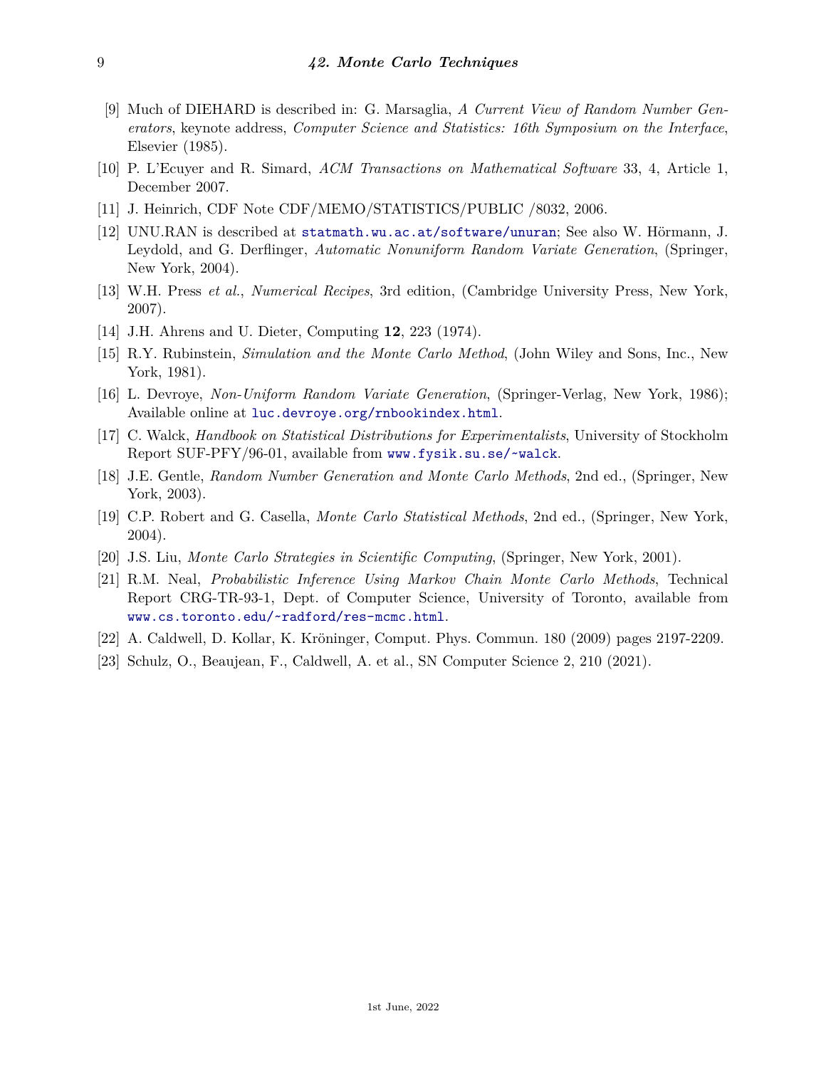[9] Much of DIEHARD is described in: G. Marsaglia, *A Current View of Random Number Generators*, keynote address, *Computer Science and Statistics: 16th Symposium on the Interface*, Elsevier (1985).

[10] P. L'Ecuyer and R. Simard, *ACM Transactions on Mathematical Software* 33, 4, Article 1, December 2007.

[11] J. Heinrich, CDF Note CDF/MEMO/STATISTICS/PUBLIC /8032, 2006.

[12] UNU.RAN is described at statmath.wu.ac.at/software/unuran; See also W. Hörmann, J. Leydold, and G. Derflinger, *Automatic Nonuniform Random Variate Generation*, (Springer, New York, 2004).

[13] W.H. Press *et al.*, *Numerical Recipes*, 3rd edition, (Cambridge University Press, New York, 2007).

[14] J.H. Ahrens and U. Dieter, Computing **12**, 223 (1974).

[15] R.Y. Rubinstein, *Simulation and the Monte Carlo Method*, (John Wiley and Sons, Inc., New York, 1981).

[16] L. Devroye, *Non-Uniform Random Variate Generation*, (Springer-Verlag, New York, 1986); Available online at luc.devroye.org/rnbookindex.html.

[17] C. Walck, *Handbook on Statistical Distributions for Experimentalists*, University of Stockholm Report SUF-PFY/96-01, available from www.fysik.su.se/~walck.

[18] J.E. Gentle, *Random Number Generation and Monte Carlo Methods*, 2nd ed., (Springer, New York, 2003).

[19] C.P. Robert and G. Casella, *Monte Carlo Statistical Methods*, 2nd ed., (Springer, New York, 2004).

[20] J.S. Liu, *Monte Carlo Strategies in Scientific Computing*, (Springer, New York, 2001).

[21] R.M. Neal, *Probabilistic Inference Using Markov Chain Monte Carlo Methods*, Technical Report CRG-TR-93-1, Dept. of Computer Science, University of Toronto, available from www.cs.toronto.edu/~radford/res-mcmc.html.

[22] A. Caldwell, D. Kollar, K. Kröninger, Comput. Phys. Commun. 180 (2009) pages 2197-2209.

[23] Schulz, O., Beaujean, F., Caldwell, A. et al., SN Computer Science 2, 210 (2021).